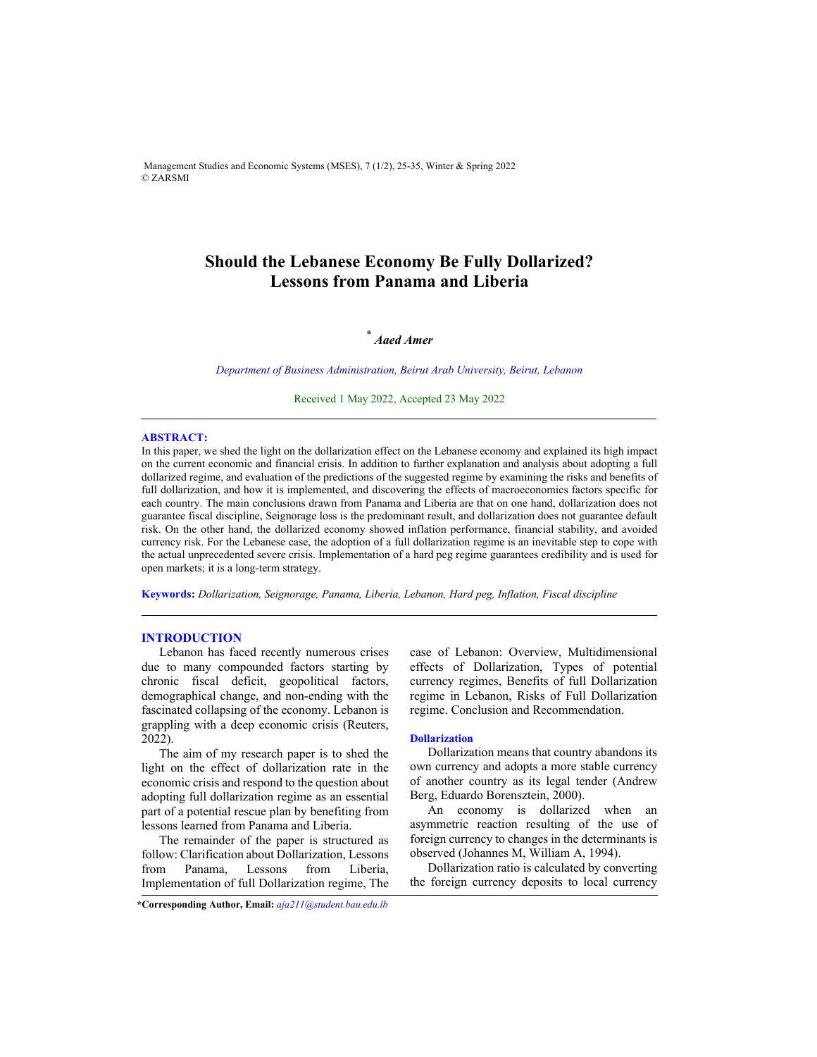# Should the Lebanese Economy Be Fully Dollarized? Lessons from Panama and Liberia

*[*] Aaed Amer*

*Department of Business Administration, Beirut Arab University, Beirut, Lebanon*

Received 1 May 2022, Accepted 23 May 2022

---

**ABSTRACT:**

In this paper, we shed the light on the dollarization effect on the Lebanese economy and explained its high impact on the current economic and financial crisis. In addition to further explanation and analysis about adopting a full dollarized regime, and evaluation of the predictions of the suggested regime by examining the risks and benefits of full dollarization, and how it is implemented, and discovering the effects of macroeconomics factors specific for each country. The main conclusions drawn from Panama and Liberia are that on one hand, dollarization does not guarantee fiscal discipline, Seignorage loss is the predominant result, and dollarization does not guarantee default risk. On the other hand, the dollarized economy showed inflation performance, financial stability, and avoided currency risk. For the Lebanese case, the adoption of a full dollarization regime is an inevitable step to cope with the actual unprecedented severe crisis. Implementation of a hard peg regime guarantees credibility and is used for open markets; it is a long-term strategy.

**Keywords:** *Dollarization, Seignorage, Panama, Liberia, Lebanon, Hard peg, Inflation, Fiscal discipline*

---

## INTRODUCTION

Lebanon has faced recently numerous crises due to many compounded factors starting by chronic fiscal deficit, geopolitical factors, demographical change, and non-ending with the fascinated collapsing of the economy. Lebanon is grappling with a deep economic crisis (Reuters, 2022).

The aim of my research paper is to shed the light on the effect of dollarization rate in the economic crisis and respond to the question about adopting full dollarization regime as an essential part of a potential rescue plan by benefiting from lessons learned from Panama and Liberia.

The remainder of the paper is structured as follow: Clarification about Dollarization, Lessons from Panama, Lessons from Liberia, Implementation of full Dollarization regime, The case of Lebanon: Overview, Multidimensional effects of Dollarization, Types of potential currency regimes, Benefits of full Dollarization regime in Lebanon, Risks of Full Dollarization regime. Conclusion and Recommendation.

### Dollarization

Dollarization means that country abandons its own currency and adopts a more stable currency of another country as its legal tender (Andrew Berg, Eduardo Borensztein, 2000).

An economy is dollarized when an asymmetric reaction resulting of the use of foreign currency to changes in the determinants is observed (Johannes M, William A, 1994).

Dollarization ratio is calculated by converting the foreign currency deposits to local currency

---

**\*Corresponding Author, Email:** *aja211@student.bau.edu.lb*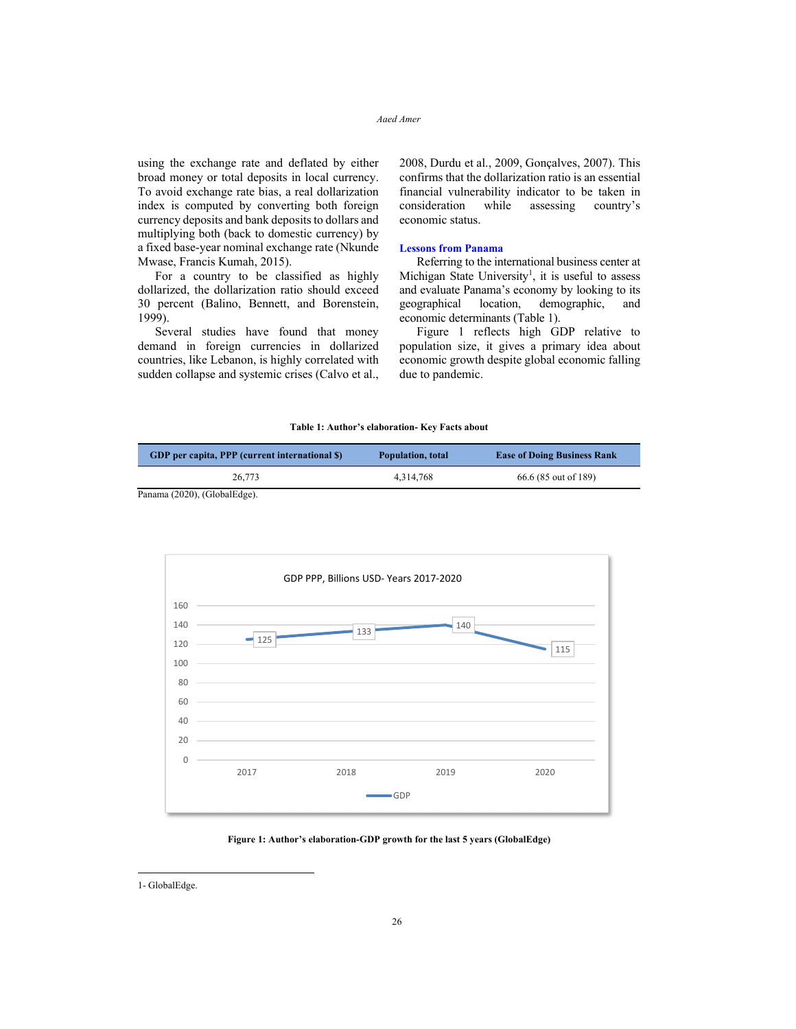using the exchange rate and deflated by either broad money or total deposits in local currency. To avoid exchange rate bias, a real dollarization index is computed by converting both foreign currency deposits and bank deposits to dollars and multiplying both (back to domestic currency) by a fixed base-year nominal exchange rate (Nkunde Mwase, Francis Kumah, 2015).

For a country to be classified as highly dollarized, the dollarization ratio should exceed 30 percent (Balino, Bennett, and Borenstein, 1999).

Several studies have found that money demand in foreign currencies in dollarized countries, like Lebanon, is highly correlated with sudden collapse and systemic crises (Calvo et al., 2008, Durdu et al., 2009, Gonçalves, 2007). This confirms that the dollarization ratio is an essential financial vulnerability indicator to be taken in consideration while assessing country's economic status.

## Lessons from Panama

Referring to the international business center at Michigan State University[1], it is useful to assess and evaluate Panama's economy by looking to its geographical location, demographic, and economic determinants (Table 1).

Figure 1 reflects high GDP relative to population size, it gives a primary idea about economic growth despite global economic falling due to pandemic.

**Table 1: Author's elaboration- Key Facts about Panama (2020), (GlobalEdge).**

| GDP per capita, PPP (current international $) | Population, total | Ease of Doing Business Rank |
|---|---|---|
| 26,773 | 4,314,768 | 66.6 (85 out of 189) |

GDP PPP, Billions USD- Years 2017-2020

| Year | GDP |
|---|---|
| 2017 | 125 |
| 2018 | 133 |
| 2019 | 140 |
| 2020 | 115 |

**Figure 1: Author's elaboration-GDP growth for the last 5 years (GlobalEdge)**

1- GlobalEdge.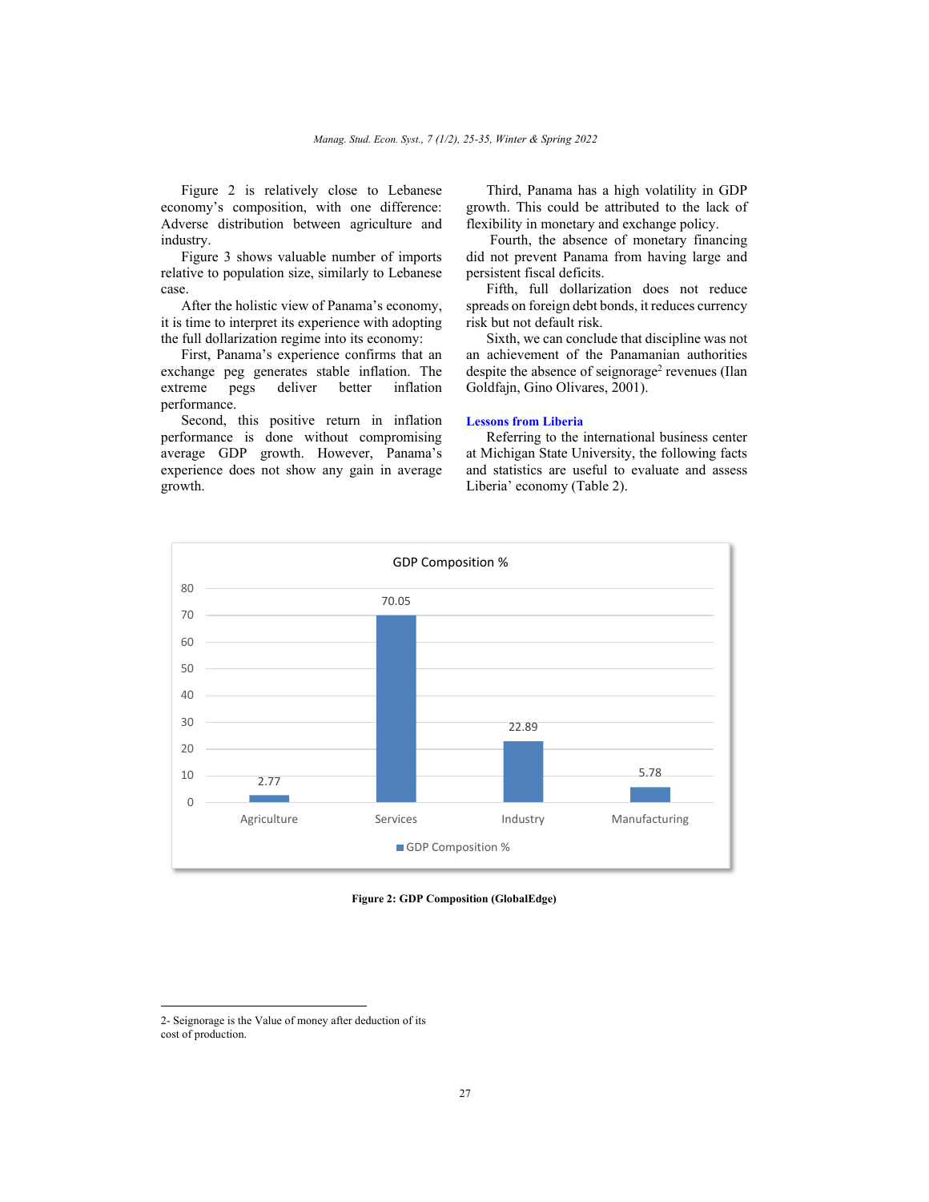Figure 2 is relatively close to Lebanese economy's composition, with one difference: Adverse distribution between agriculture and industry.

Figure 3 shows valuable number of imports relative to population size, similarly to Lebanese case.

After the holistic view of Panama's economy, it is time to interpret its experience with adopting the full dollarization regime into its economy:

First, Panama's experience confirms that an exchange peg generates stable inflation. The extreme pegs deliver better inflation performance.

Second, this positive return in inflation performance is done without compromising average GDP growth. However, Panama's experience does not show any gain in average growth.

Third, Panama has a high volatility in GDP growth. This could be attributed to the lack of flexibility in monetary and exchange policy.

Fourth, the absence of monetary financing did not prevent Panama from having large and persistent fiscal deficits.

Fifth, full dollarization does not reduce spreads on foreign debt bonds, it reduces currency risk but not default risk.

Sixth, we can conclude that discipline was not an achievement of the Panamanian authorities despite the absence of seignorage[2] revenues (Ilan Goldfajn, Gino Olivares, 2001).

## Lessons from Liberia

Referring to the international business center at Michigan State University, the following facts and statistics are useful to evaluate and assess Liberia' economy (Table 2).

GDP Composition %

| | Agriculture | Services | Industry | Manufacturing |
|---|---|---|---|---|
| GDP Composition % | 2.77 | 70.05 | 22.89 | 5.78 |

**Figure 2: GDP Composition (GlobalEdge)**

2- Seignorage is the Value of money after deduction of its cost of production.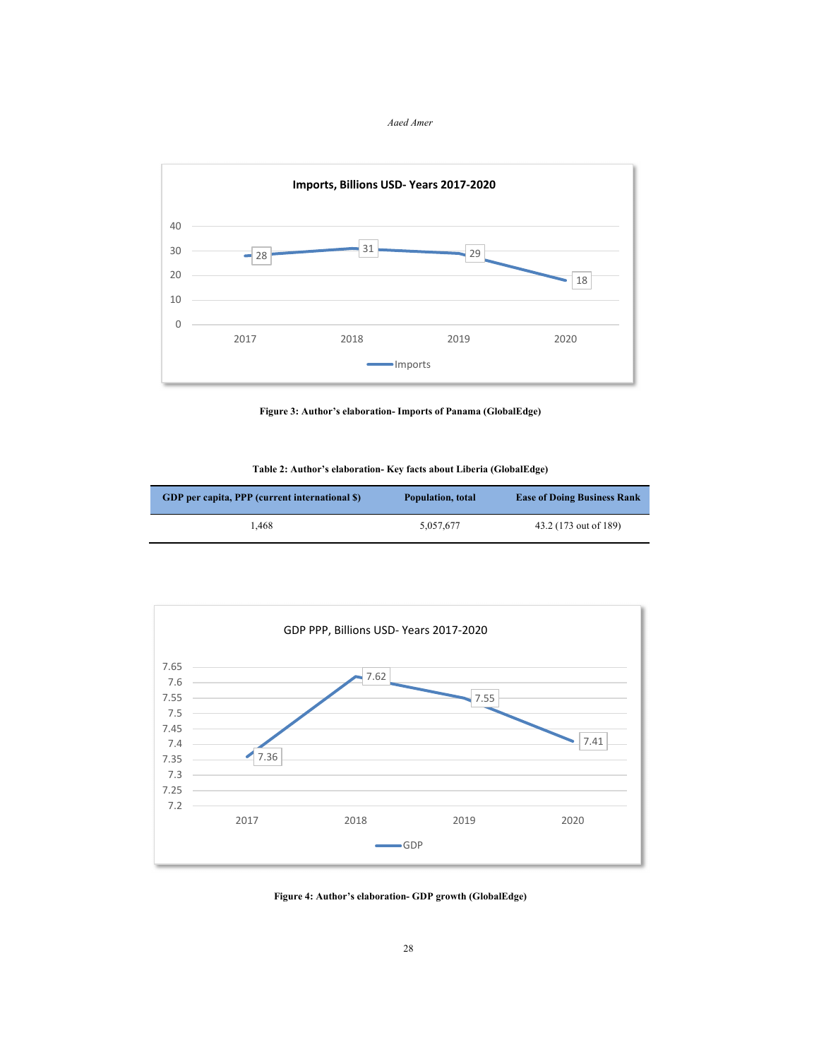**Imports, Billions USD- Years 2017-2020**

| Year | Imports |
|---|---|
| 2017 | 28 |
| 2018 | 31 |
| 2019 | 29 |
| 2020 | 18 |

**Figure 3: Author's elaboration- Imports of Panama (GlobalEdge)**

**Table 2: Author's elaboration- Key facts about Liberia (GlobalEdge)**

| GDP per capita, PPP (current international $) | Population, total | Ease of Doing Business Rank |
|---|---|---|
| 1,468 | 5,057,677 | 43.2 (173 out of 189) |

GDP PPP, Billions USD- Years 2017-2020

| Year | GDP |
|---|---|
| 2017 | 7.36 |
| 2018 | 7.62 |
| 2019 | 7.55 |
| 2020 | 7.41 |

**Figure 4: Author's elaboration- GDP growth (GlobalEdge)**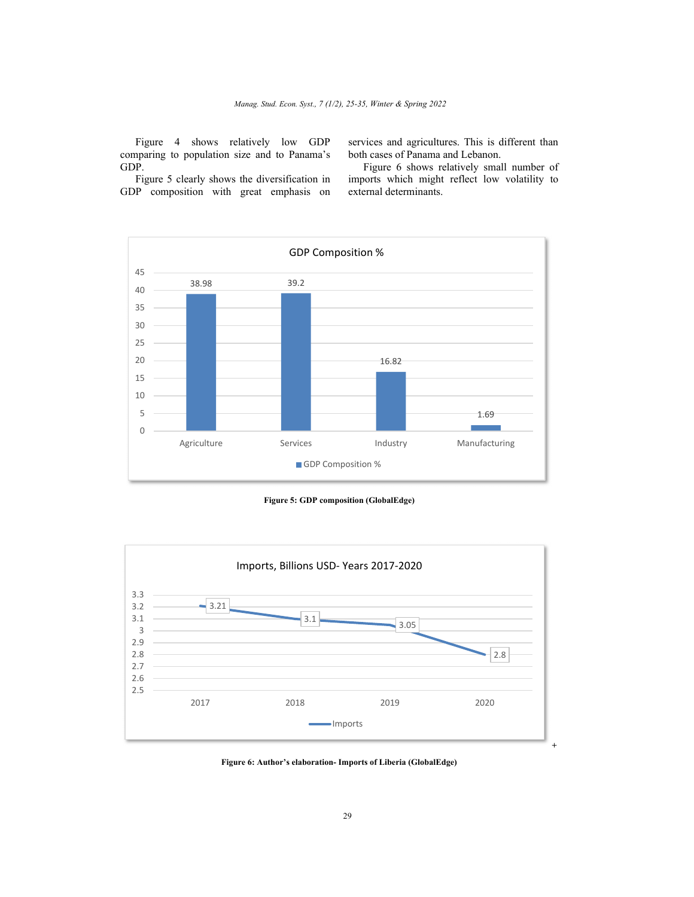Figure 4 shows relatively low GDP comparing to population size and to Panama's GDP.

Figure 5 clearly shows the diversification in GDP composition with great emphasis on services and agricultures. This is different than both cases of Panama and Lebanon.

Figure 6 shows relatively small number of imports which might reflect low volatility to external determinants.

Figure 5: GDP composition (GlobalEdge)

Figure 6: Author's elaboration- Imports of Liberia (GlobalEdge)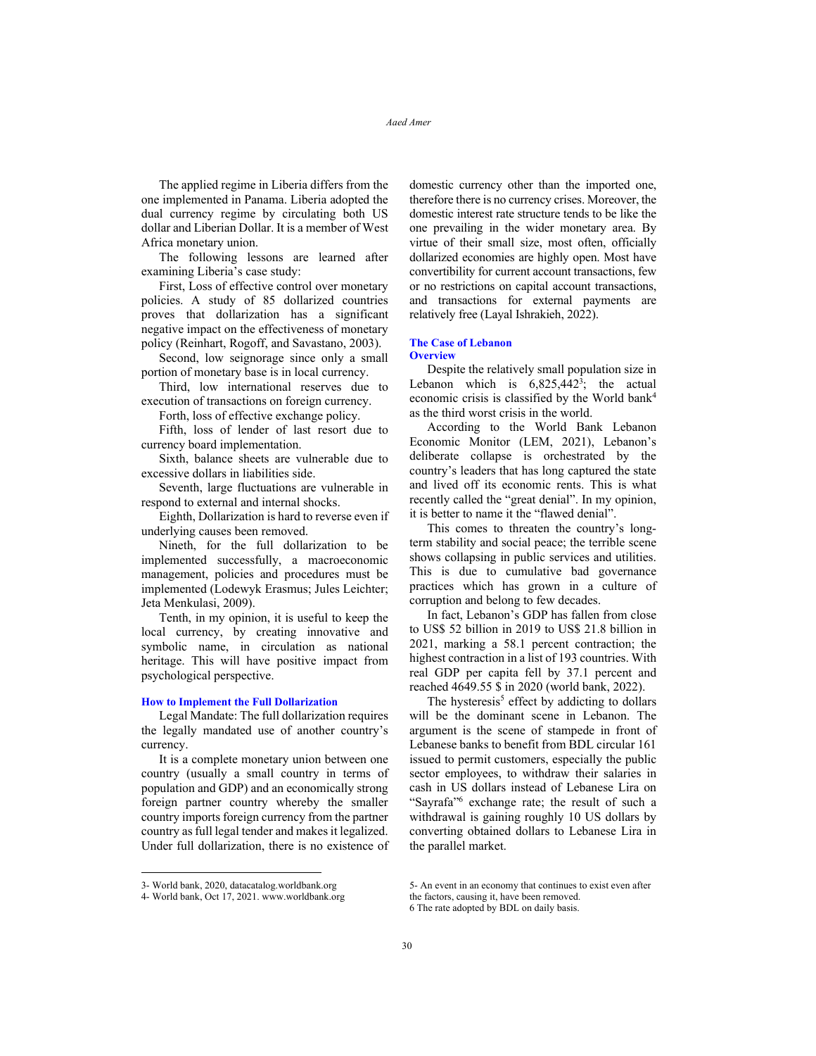The applied regime in Liberia differs from the one implemented in Panama. Liberia adopted the dual currency regime by circulating both US dollar and Liberian Dollar. It is a member of West Africa monetary union.

The following lessons are learned after examining Liberia's case study:

First, Loss of effective control over monetary policies. A study of 85 dollarized countries proves that dollarization has a significant negative impact on the effectiveness of monetary policy (Reinhart, Rogoff, and Savastano, 2003).

Second, low seignorage since only a small portion of monetary base is in local currency.

Third, low international reserves due to execution of transactions on foreign currency.

Forth, loss of effective exchange policy.

Fifth, loss of lender of last resort due to currency board implementation.

Sixth, balance sheets are vulnerable due to excessive dollars in liabilities side.

Seventh, large fluctuations are vulnerable in respond to external and internal shocks.

Eighth, Dollarization is hard to reverse even if underlying causes been removed.

Nineth, for the full dollarization to be implemented successfully, a macroeconomic management, policies and procedures must be implemented (Lodewyk Erasmus; Jules Leichter; Jeta Menkulasi, 2009).

Tenth, in my opinion, it is useful to keep the local currency, by creating innovative and symbolic name, in circulation as national heritage. This will have positive impact from psychological perspective.

### How to Implement the Full Dollarization

Legal Mandate: The full dollarization requires the legally mandated use of another country's currency.

It is a complete monetary union between one country (usually a small country in terms of population and GDP) and an economically strong foreign partner country whereby the smaller country imports foreign currency from the partner country as full legal tender and makes it legalized. Under full dollarization, there is no existence of domestic currency other than the imported one, therefore there is no currency crises. Moreover, the domestic interest rate structure tends to be like the one prevailing in the wider monetary area. By virtue of their small size, most often, officially dollarized economies are highly open. Most have convertibility for current account transactions, few or no restrictions on capital account transactions, and transactions for external payments are relatively free (Layal Ishrakieh, 2022).

## The Case of Lebanon

### Overview

Despite the relatively small population size in Lebanon which is 6,825,442[3]; the actual economic crisis is classified by the World bank[4] as the third worst crisis in the world.

According to the World Bank Lebanon Economic Monitor (LEM, 2021), Lebanon's deliberate collapse is orchestrated by the country's leaders that has long captured the state and lived off its economic rents. This is what recently called the "great denial". In my opinion, it is better to name it the "flawed denial".

This comes to threaten the country's long-term stability and social peace; the terrible scene shows collapsing in public services and utilities. This is due to cumulative bad governance practices which has grown in a culture of corruption and belong to few decades.

In fact, Lebanon's GDP has fallen from close to US$ 52 billion in 2019 to US$ 21.8 billion in 2021, marking a 58.1 percent contraction; the highest contraction in a list of 193 countries. With real GDP per capita fell by 37.1 percent and reached 4649.55 $ in 2020 (world bank, 2022).

The hysteresis[5] effect by addicting to dollars will be the dominant scene in Lebanon. The argument is the scene of stampede in front of Lebanese banks to benefit from BDL circular 161 issued to permit customers, especially the public sector employees, to withdraw their salaries in cash in US dollars instead of Lebanese Lira on "Sayrafa"[6] exchange rate; the result of such a withdrawal is gaining roughly 10 US dollars by converting obtained dollars to Lebanese Lira in the parallel market.

---

3- World bank, 2020, datacatalog.worldbank.org

4- World bank, Oct 17, 2021. www.worldbank.org

5- An event in an economy that continues to exist even after the factors, causing it, have been removed.

6 The rate adopted by BDL on daily basis.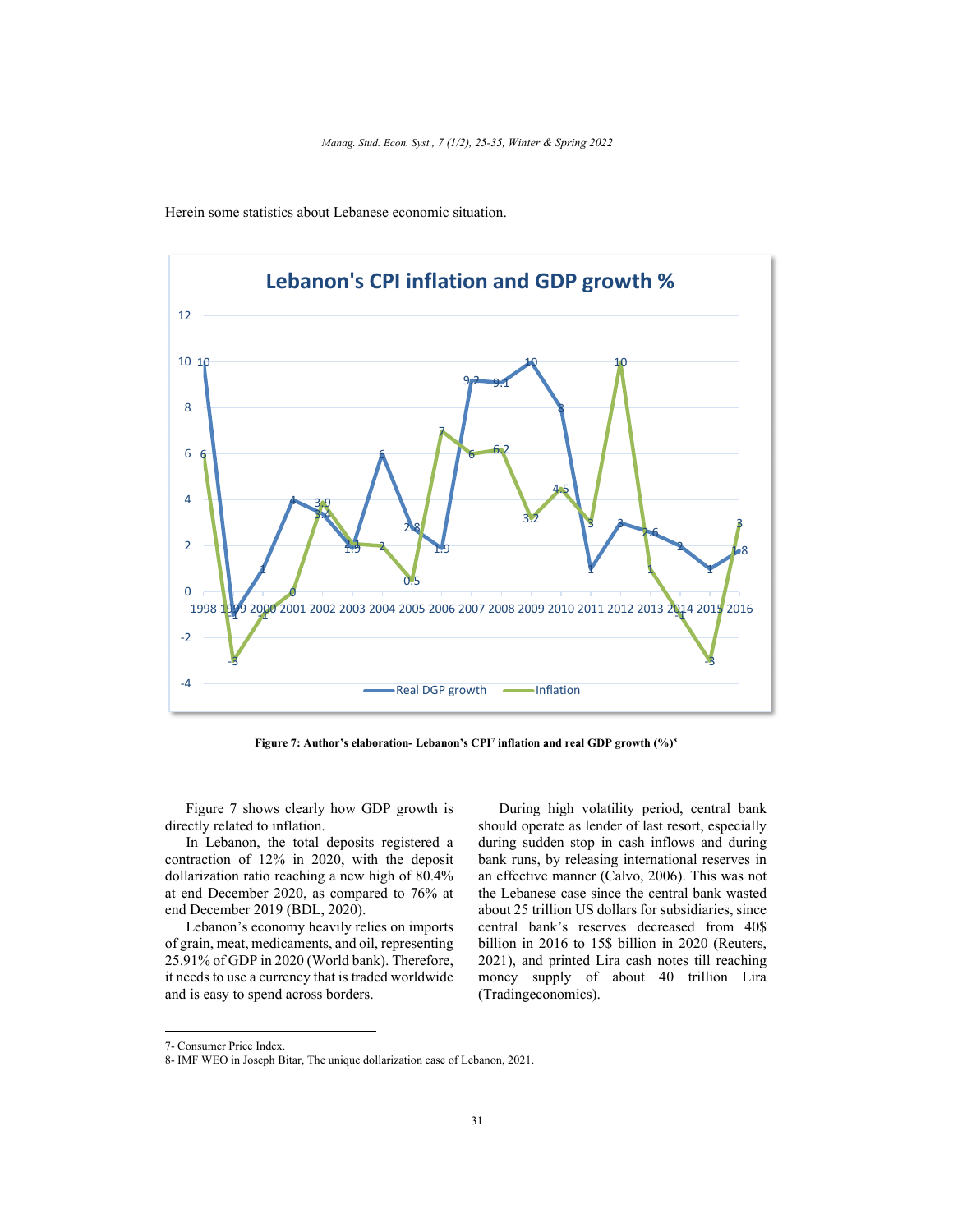Herein some statistics about Lebanese economic situation.

Figure 7: Author's elaboration- Lebanon's CPI[7] inflation and real GDP growth (%)[8]

Figure 7 shows clearly how GDP growth is directly related to inflation.

In Lebanon, the total deposits registered a contraction of 12% in 2020, with the deposit dollarization ratio reaching a new high of 80.4% at end December 2020, as compared to 76% at end December 2019 (BDL, 2020).

Lebanon's economy heavily relies on imports of grain, meat, medicaments, and oil, representing 25.91% of GDP in 2020 (World bank). Therefore, it needs to use a currency that is traded worldwide and is easy to spend across borders.

During high volatility period, central bank should operate as lender of last resort, especially during sudden stop in cash inflows and during bank runs, by releasing international reserves in an effective manner (Calvo, 2006). This was not the Lebanese case since the central bank wasted about 25 trillion US dollars for subsidiaries, since central bank's reserves decreased from 40$ billion in 2016 to 15$ billion in 2020 (Reuters, 2021), and printed Lira cash notes till reaching money supply of about 40 trillion Lira (Tradingeconomics).

---

7- Consumer Price Index.

8- IMF WEO in Joseph Bitar, The unique dollarization case of Lebanon, 2021.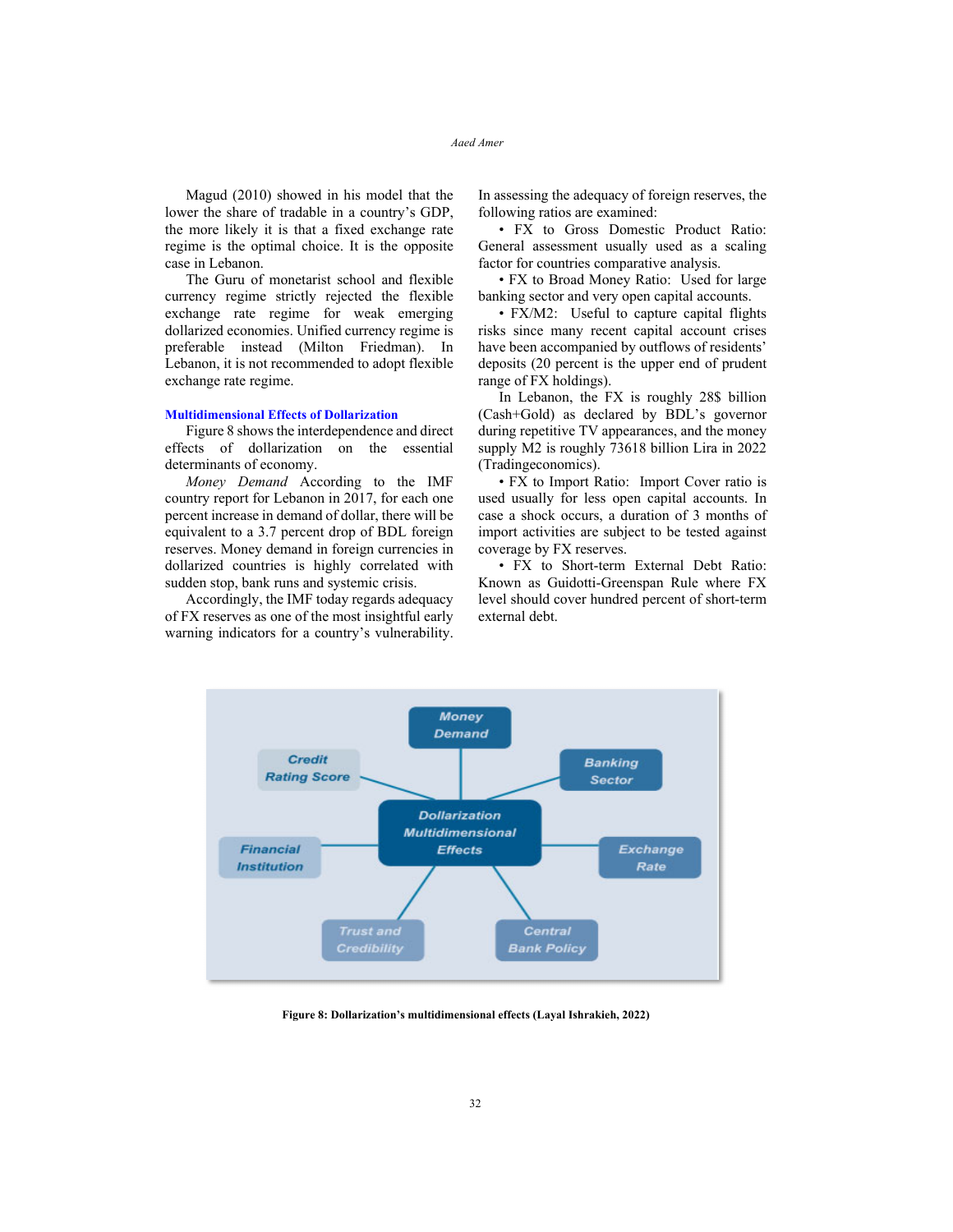Magud (2010) showed in his model that the lower the share of tradable in a country's GDP, the more likely it is that a fixed exchange rate regime is the optimal choice. It is the opposite case in Lebanon.

The Guru of monetarist school and flexible currency regime strictly rejected the flexible exchange rate regime for weak emerging dollarized economies. Unified currency regime is preferable instead (Milton Friedman). In Lebanon, it is not recommended to adopt flexible exchange rate regime.

### Multidimensional Effects of Dollarization

Figure 8 shows the interdependence and direct effects of dollarization on the essential determinants of economy.

*Money Demand* According to the IMF country report for Lebanon in 2017, for each one percent increase in demand of dollar, there will be equivalent to a 3.7 percent drop of BDL foreign reserves. Money demand in foreign currencies in dollarized countries is highly correlated with sudden stop, bank runs and systemic crisis.

Accordingly, the IMF today regards adequacy of FX reserves as one of the most insightful early warning indicators for a country's vulnerability. In assessing the adequacy of foreign reserves, the following ratios are examined:

- FX to Gross Domestic Product Ratio: General assessment usually used as a scaling factor for countries comparative analysis.
- FX to Broad Money Ratio: Used for large banking sector and very open capital accounts.
- FX/M2: Useful to capture capital flights risks since many recent capital account crises have been accompanied by outflows of residents' deposits (20 percent is the upper end of prudent range of FX holdings).

In Lebanon, the FX is roughly 28$ billion (Cash+Gold) as declared by BDL's governor during repetitive TV appearances, and the money supply M2 is roughly 73618 billion Lira in 2022 (Tradingeconomics).

- FX to Import Ratio: Import Cover ratio is used usually for less open capital accounts. In case a shock occurs, a duration of 3 months of import activities are subject to be tested against coverage by FX reserves.
- FX to Short-term External Debt Ratio: Known as Guidotti-Greenspan Rule where FX level should cover hundred percent of short-term external debt.

**Figure 8: Dollarization's multidimensional effects (Layal Ishrakieh, 2022)**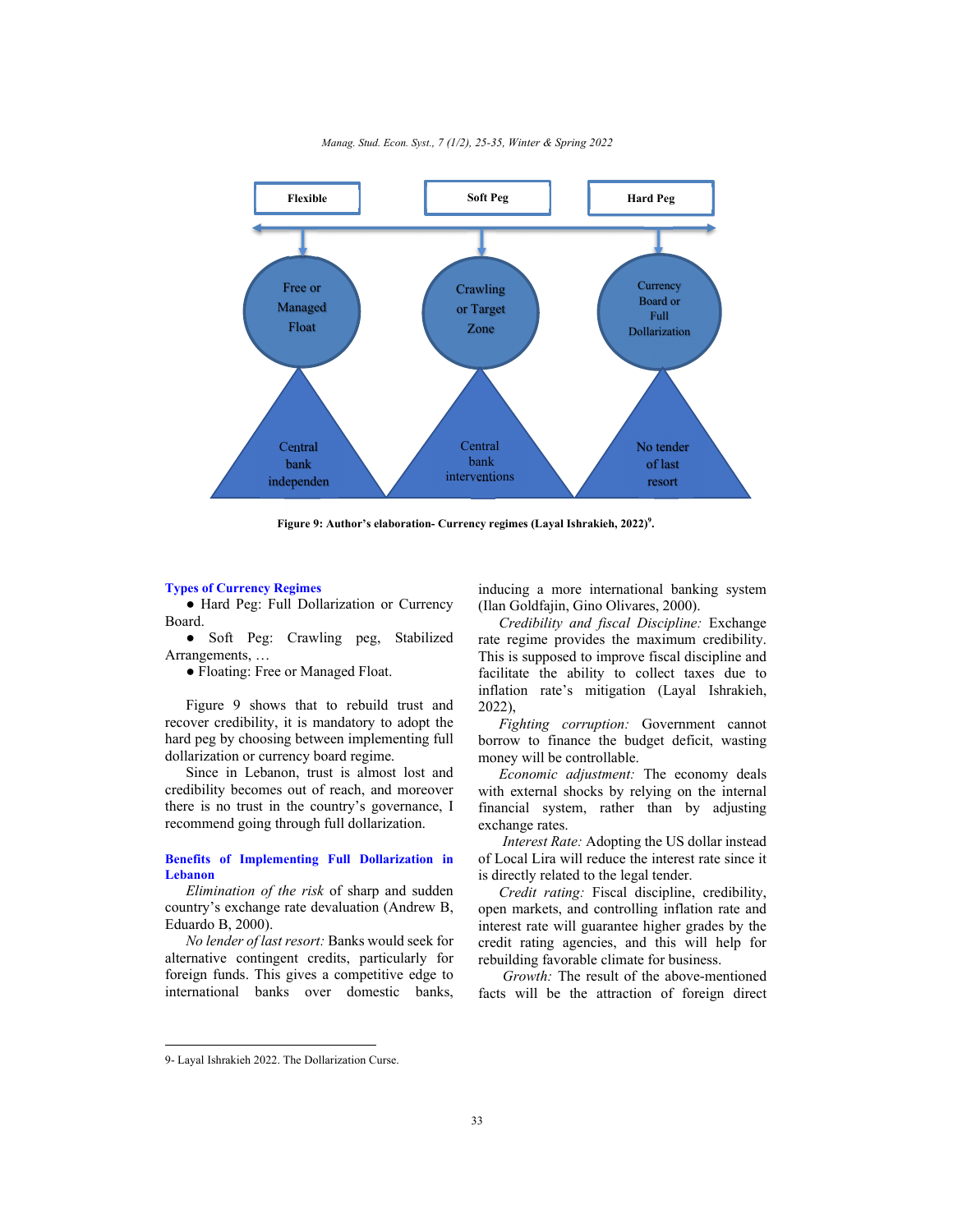Flexible | Soft Peg | Hard Peg

Free or Managed Float | Crawling or Target Zone | Currency Board or Full Dollarization

Central bank independen | Central bank interventions | No tender of last resort

**Figure 9: Author's elaboration- Currency regimes (Layal Ishrakieh, 2022)[9].**

## Types of Currency Regimes

- Hard Peg: Full Dollarization or Currency Board.
- Soft Peg: Crawling peg, Stabilized Arrangements, …
- Floating: Free or Managed Float.

Figure 9 shows that to rebuild trust and recover credibility, it is mandatory to adopt the hard peg by choosing between implementing full dollarization or currency board regime.

Since in Lebanon, trust is almost lost and credibility becomes out of reach, and moreover there is no trust in the country's governance, I recommend going through full dollarization.

## Benefits of Implementing Full Dollarization in Lebanon

*Elimination of the risk* of sharp and sudden country's exchange rate devaluation (Andrew B, Eduardo B, 2000).

*No lender of last resort:* Banks would seek for alternative contingent credits, particularly for foreign funds. This gives a competitive edge to international banks over domestic banks, inducing a more international banking system (Ilan Goldfajin, Gino Olivares, 2000).

*Credibility and fiscal Discipline:* Exchange rate regime provides the maximum credibility. This is supposed to improve fiscal discipline and facilitate the ability to collect taxes due to inflation rate's mitigation (Layal Ishrakieh, 2022),

*Fighting corruption:* Government cannot borrow to finance the budget deficit, wasting money will be controllable.

*Economic adjustment:* The economy deals with external shocks by relying on the internal financial system, rather than by adjusting exchange rates.

*Interest Rate:* Adopting the US dollar instead of Local Lira will reduce the interest rate since it is directly related to the legal tender.

*Credit rating:* Fiscal discipline, credibility, open markets, and controlling inflation rate and interest rate will guarantee higher grades by the credit rating agencies, and this will help for rebuilding favorable climate for business.

*Growth:* The result of the above-mentioned facts will be the attraction of foreign direct

---

9- Layal Ishrakieh 2022. The Dollarization Curse.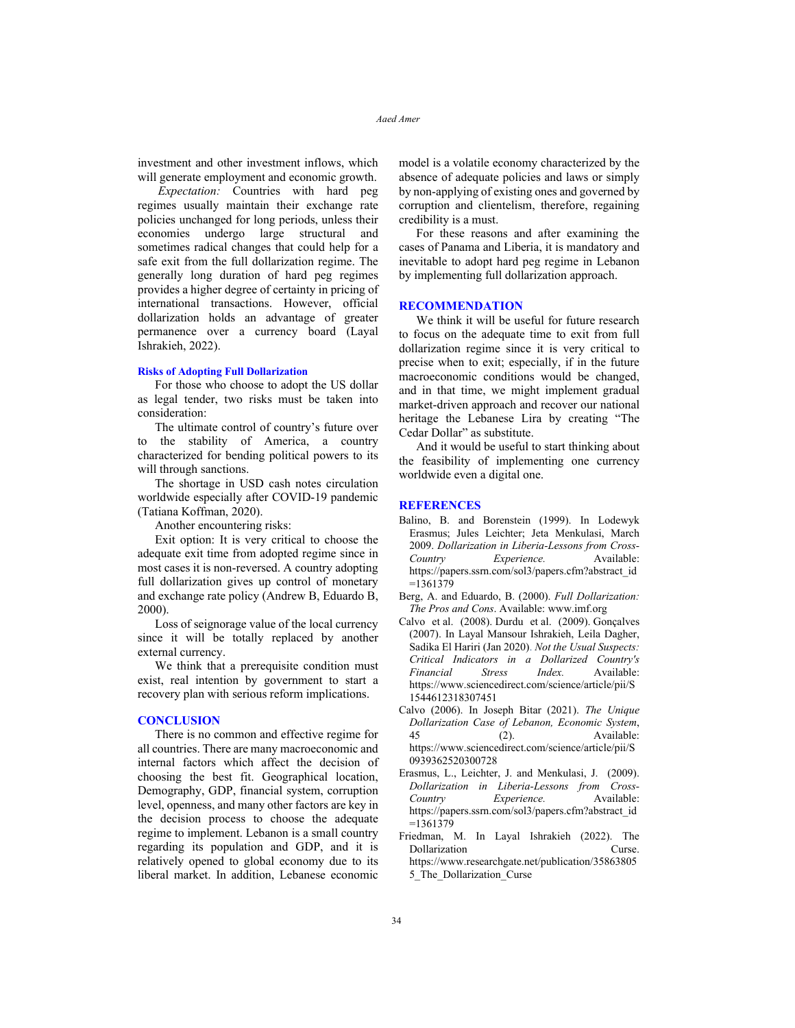investment and other investment inflows, which will generate employment and economic growth.

*Expectation:* Countries with hard peg regimes usually maintain their exchange rate policies unchanged for long periods, unless their economies undergo large structural and sometimes radical changes that could help for a safe exit from the full dollarization regime. The generally long duration of hard peg regimes provides a higher degree of certainty in pricing of international transactions. However, official dollarization holds an advantage of greater permanence over a currency board (Layal Ishrakieh, 2022).

### Risks of Adopting Full Dollarization

For those who choose to adopt the US dollar as legal tender, two risks must be taken into consideration:

The ultimate control of country's future over to the stability of America, a country characterized for bending political powers to its will through sanctions.

The shortage in USD cash notes circulation worldwide especially after COVID-19 pandemic (Tatiana Koffman, 2020).

Another encountering risks:

Exit option: It is very critical to choose the adequate exit time from adopted regime since in most cases it is non-reversed. A country adopting full dollarization gives up control of monetary and exchange rate policy (Andrew B, Eduardo B, 2000).

Loss of seignorage value of the local currency since it will be totally replaced by another external currency.

We think that a prerequisite condition must exist, real intention by government to start a recovery plan with serious reform implications.

## CONCLUSION

There is no common and effective regime for all countries. There are many macroeconomic and internal factors which affect the decision of choosing the best fit. Geographical location, Demography, GDP, financial system, corruption level, openness, and many other factors are key in the decision process to choose the adequate regime to implement. Lebanon is a small country regarding its population and GDP, and it is relatively opened to global economy due to its liberal market. In addition, Lebanese economic model is a volatile economy characterized by the absence of adequate policies and laws or simply by non-applying of existing ones and governed by corruption and clientelism, therefore, regaining credibility is a must.

For these reasons and after examining the cases of Panama and Liberia, it is mandatory and inevitable to adopt hard peg regime in Lebanon by implementing full dollarization approach.

## RECOMMENDATION

We think it will be useful for future research to focus on the adequate time to exit from full dollarization regime since it is very critical to precise when to exit; especially, if in the future macroeconomic conditions would be changed, and in that time, we might implement gradual market-driven approach and recover our national heritage the Lebanese Lira by creating "The Cedar Dollar" as substitute.

And it would be useful to start thinking about the feasibility of implementing one currency worldwide even a digital one.

## REFERENCES

Balino, B. and Borenstein (1999). In Lodewyk Erasmus; Jules Leichter; Jeta Menkulasi, March 2009. *Dollarization in Liberia-Lessons from Cross-Country Experience.* Available: https://papers.ssrn.com/sol3/papers.cfm?abstract_id=1361379

Berg, A. and Eduardo, B. (2000). *Full Dollarization: The Pros and Cons*. Available: www.imf.org

Calvo et al. (2008). Durdu et al. (2009). Gonçalves (2007). In Layal Mansour Ishrakieh, Leila Dagher, Sadika El Hariri (Jan 2020). *Not the Usual Suspects: Critical Indicators in a Dollarized Country's Financial Stress Index.* Available: https://www.sciencedirect.com/science/article/pii/S1544612318307451

Calvo (2006). In Joseph Bitar (2021). *The Unique Dollarization Case of Lebanon, Economic System*, 45 (2). Available: https://www.sciencedirect.com/science/article/pii/S0939362520300728

Erasmus, L., Leichter, J. and Menkulasi, J. (2009). *Dollarization in Liberia-Lessons from Cross-Country Experience.* Available: https://papers.ssrn.com/sol3/papers.cfm?abstract_id=1361379

Friedman, M. In Layal Ishrakieh (2022). The Dollarization Curse. https://www.researchgate.net/publication/358638055_The_Dollarization_Curse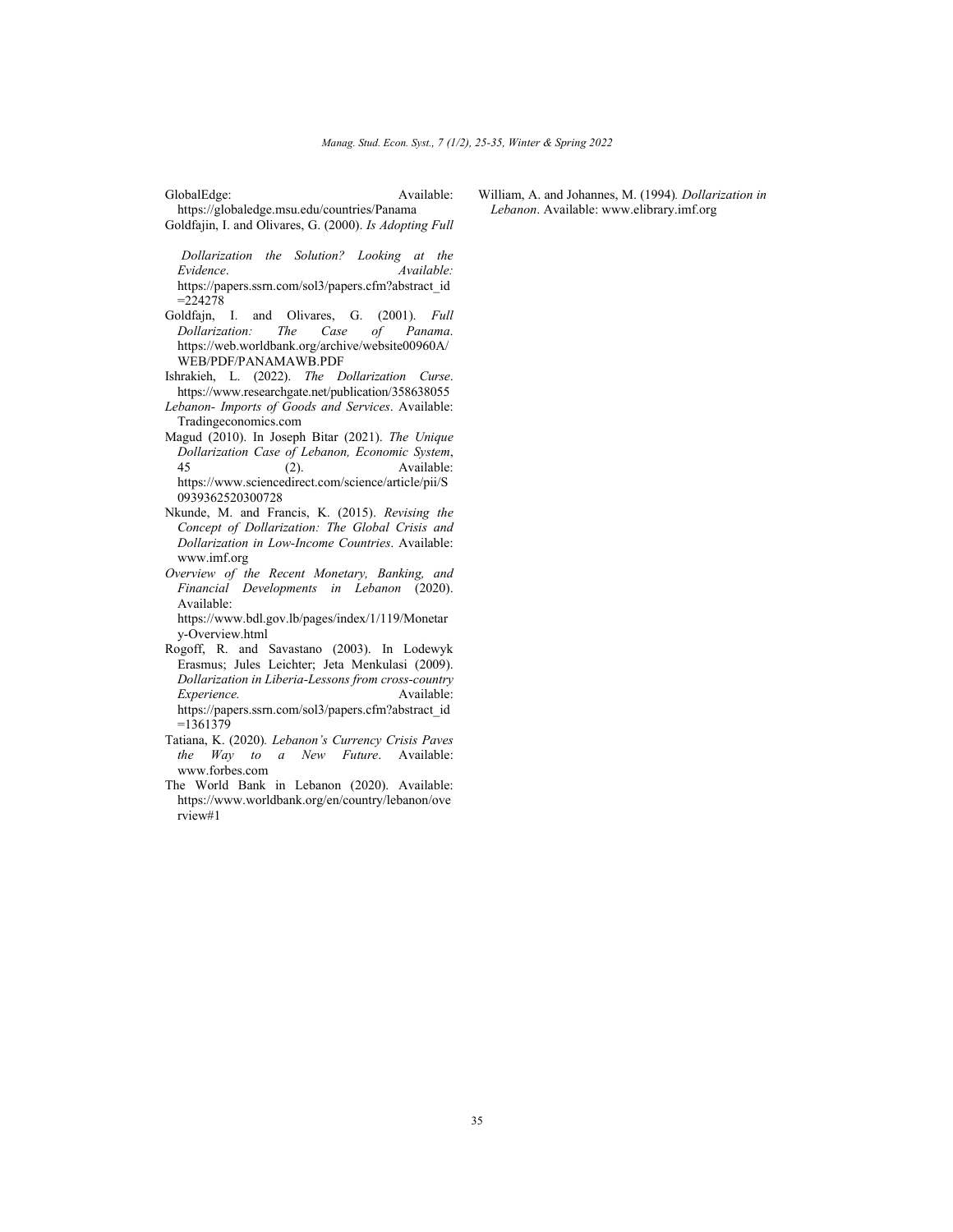GlobalEdge: Available: https://globaledge.msu.edu/countries/Panama

Goldfajin, I. and Olivares, G. (2000). *Is Adopting Full Dollarization the Solution? Looking at the Evidence*. *Available:* https://papers.ssrn.com/sol3/papers.cfm?abstract_id=224278

Goldfajn, I. and Olivares, G. (2001). *Full Dollarization: The Case of Panama*. https://web.worldbank.org/archive/website00960A/WEB/PDF/PANAMAWB.PDF

Ishrakieh, L. (2022). *The Dollarization Curse*. https://www.researchgate.net/publication/358638055

*Lebanon- Imports of Goods and Services*. Available: Tradingeconomics.com

Magud (2010). In Joseph Bitar (2021). *The Unique Dollarization Case of Lebanon, Economic System*, 45 (2). Available: https://www.sciencedirect.com/science/article/pii/S0939362520300728

Nkunde, M. and Francis, K. (2015). *Revising the Concept of Dollarization: The Global Crisis and Dollarization in Low-Income Countries*. Available: www.imf.org

*Overview of the Recent Monetary, Banking, and Financial Developments in Lebanon* (2020). Available: https://www.bdl.gov.lb/pages/index/1/119/Monetary-Overview.html

Rogoff, R. and Savastano (2003). In Lodewyk Erasmus; Jules Leichter; Jeta Menkulasi (2009). *Dollarization in Liberia-Lessons from cross-country Experience.* Available: https://papers.ssrn.com/sol3/papers.cfm?abstract_id=1361379

Tatiana, K. (2020). *Lebanon's Currency Crisis Paves the Way to a New Future*. Available: www.forbes.com

The World Bank in Lebanon (2020). Available: https://www.worldbank.org/en/country/lebanon/overview#1

William, A. and Johannes, M. (1994). *Dollarization in Lebanon*. Available: www.elibrary.imf.org